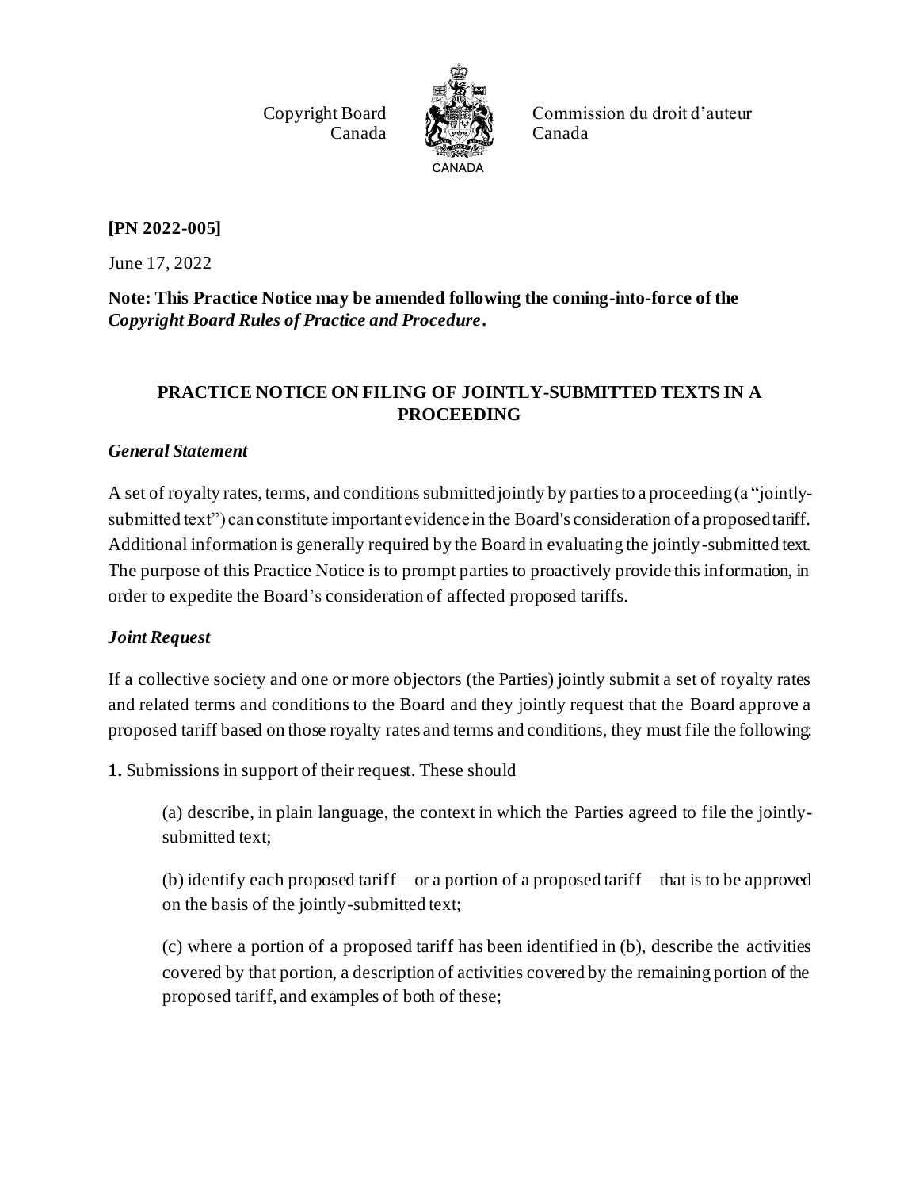Copyright Board Canada

Commission du droit d'auteur Canada

**[PN 2022-005]**

June 17, 2022

**Note: This Practice Notice may be amended following the coming-into-force of the *Copyright Board Rules of Practice and Procedure*.**

## PRACTICE NOTICE ON FILING OF JOINTLY-SUBMITTED TEXTS IN A PROCEEDING

### *General Statement*

A set of royalty rates, terms, and conditions submitted jointly by parties to a proceeding (a "jointly-submitted text") can constitute important evidence in the Board's consideration of a proposed tariff. Additional information is generally required by the Board in evaluating the jointly-submitted text. The purpose of this Practice Notice is to prompt parties to proactively provide this information, in order to expedite the Board's consideration of affected proposed tariffs.

### *Joint Request*

If a collective society and one or more objectors (the Parties) jointly submit a set of royalty rates and related terms and conditions to the Board and they jointly request that the Board approve a proposed tariff based on those royalty rates and terms and conditions, they must file the following:

**1.** Submissions in support of their request. These should

(a) describe, in plain language, the context in which the Parties agreed to file the jointly-submitted text;

(b) identify each proposed tariff—or a portion of a proposed tariff—that is to be approved on the basis of the jointly-submitted text;

(c) where a portion of a proposed tariff has been identified in (b), describe the activities covered by that portion, a description of activities covered by the remaining portion of the proposed tariff, and examples of both of these;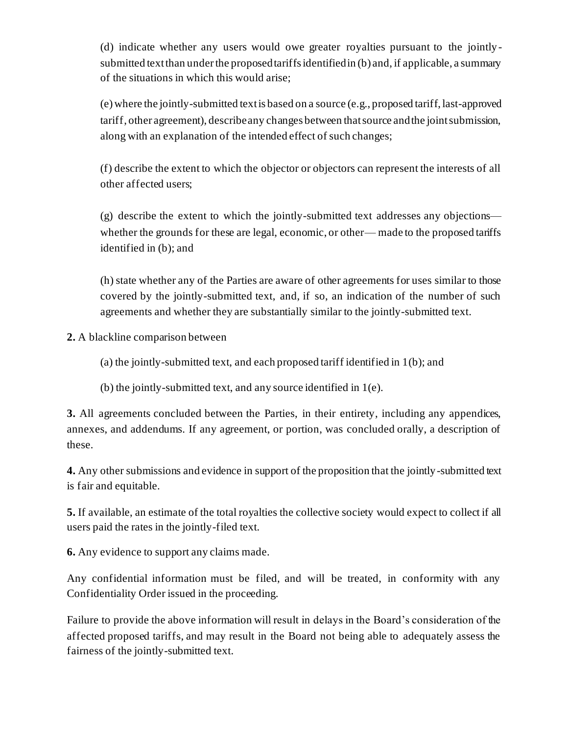(d) indicate whether any users would owe greater royalties pursuant to the jointly-submitted text than under the proposed tariffs identified in (b) and, if applicable, a summary of the situations in which this would arise;

(e) where the jointly-submitted text is based on a source (e.g., proposed tariff, last-approved tariff, other agreement), describe any changes between that source and the joint submission, along with an explanation of the intended effect of such changes;

(f) describe the extent to which the objector or objectors can represent the interests of all other affected users;

(g) describe the extent to which the jointly-submitted text addresses any objections—whether the grounds for these are legal, economic, or other— made to the proposed tariffs identified in (b); and

(h) state whether any of the Parties are aware of other agreements for uses similar to those covered by the jointly-submitted text, and, if so, an indication of the number of such agreements and whether they are substantially similar to the jointly-submitted text.

**2.** A blackline comparison between

(a) the jointly-submitted text, and each proposed tariff identified in 1(b); and

(b) the jointly-submitted text, and any source identified in 1(e).

**3.** All agreements concluded between the Parties, in their entirety, including any appendices, annexes, and addendums. If any agreement, or portion, was concluded orally, a description of these.

**4.** Any other submissions and evidence in support of the proposition that the jointly-submitted text is fair and equitable.

**5.** If available, an estimate of the total royalties the collective society would expect to collect if all users paid the rates in the jointly-filed text.

**6.** Any evidence to support any claims made.

Any confidential information must be filed, and will be treated, in conformity with any Confidentiality Order issued in the proceeding.

Failure to provide the above information will result in delays in the Board's consideration of the affected proposed tariffs, and may result in the Board not being able to adequately assess the fairness of the jointly-submitted text.